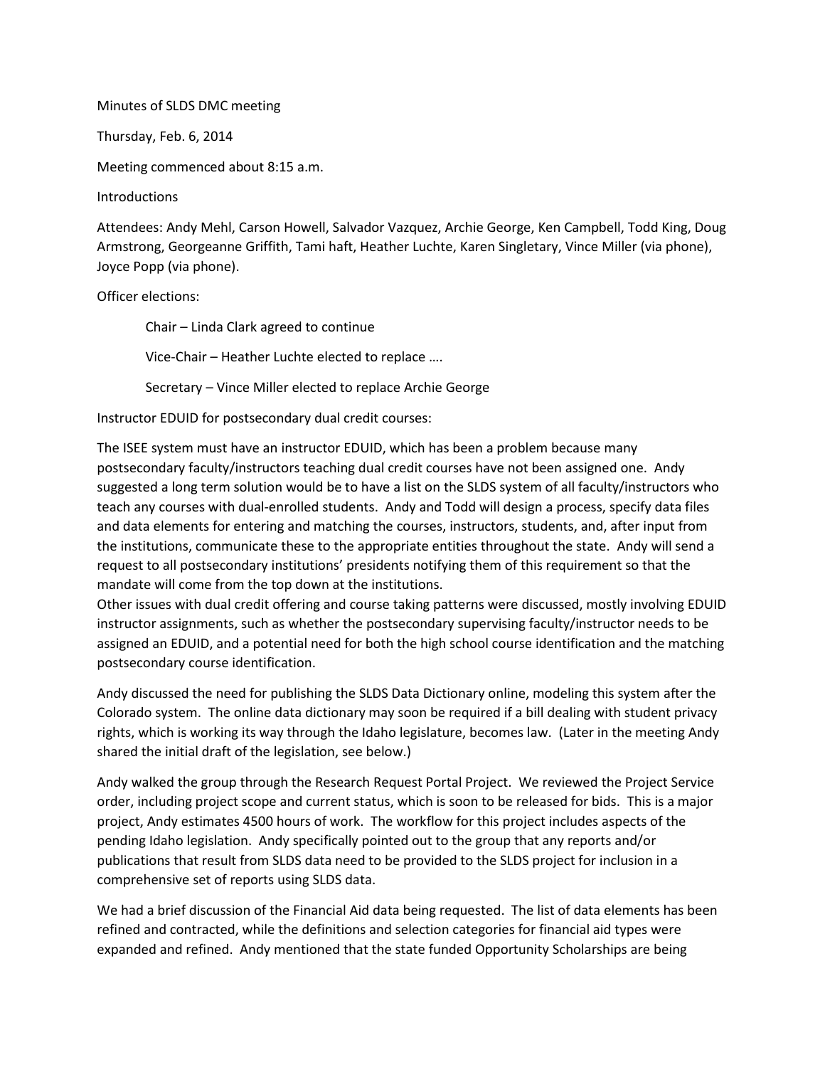Minutes of SLDS DMC meeting

Thursday, Feb. 6, 2014

Meeting commenced about 8:15 a.m.

Introductions

Attendees: Andy Mehl, Carson Howell, Salvador Vazquez, Archie George, Ken Campbell, Todd King, Doug Armstrong, Georgeanne Griffith, Tami haft, Heather Luchte, Karen Singletary, Vince Miller (via phone), Joyce Popp (via phone).

Officer elections:

> Chair – Linda Clark agreed to continue
>
> Vice-Chair – Heather Luchte elected to replace ….
>
> Secretary – Vince Miller elected to replace Archie George

Instructor EDUID for postsecondary dual credit courses:

The ISEE system must have an instructor EDUID, which has been a problem because many postsecondary faculty/instructors teaching dual credit courses have not been assigned one. Andy suggested a long term solution would be to have a list on the SLDS system of all faculty/instructors who teach any courses with dual-enrolled students. Andy and Todd will design a process, specify data files and data elements for entering and matching the courses, instructors, students, and, after input from the institutions, communicate these to the appropriate entities throughout the state. Andy will send a request to all postsecondary institutions' presidents notifying them of this requirement so that the mandate will come from the top down at the institutions.
Other issues with dual credit offering and course taking patterns were discussed, mostly involving EDUID instructor assignments, such as whether the postsecondary supervising faculty/instructor needs to be assigned an EDUID, and a potential need for both the high school course identification and the matching postsecondary course identification.

Andy discussed the need for publishing the SLDS Data Dictionary online, modeling this system after the Colorado system. The online data dictionary may soon be required if a bill dealing with student privacy rights, which is working its way through the Idaho legislature, becomes law. (Later in the meeting Andy shared the initial draft of the legislation, see below.)

Andy walked the group through the Research Request Portal Project. We reviewed the Project Service order, including project scope and current status, which is soon to be released for bids. This is a major project, Andy estimates 4500 hours of work. The workflow for this project includes aspects of the pending Idaho legislation. Andy specifically pointed out to the group that any reports and/or publications that result from SLDS data need to be provided to the SLDS project for inclusion in a comprehensive set of reports using SLDS data.

We had a brief discussion of the Financial Aid data being requested. The list of data elements has been refined and contracted, while the definitions and selection categories for financial aid types were expanded and refined. Andy mentioned that the state funded Opportunity Scholarships are being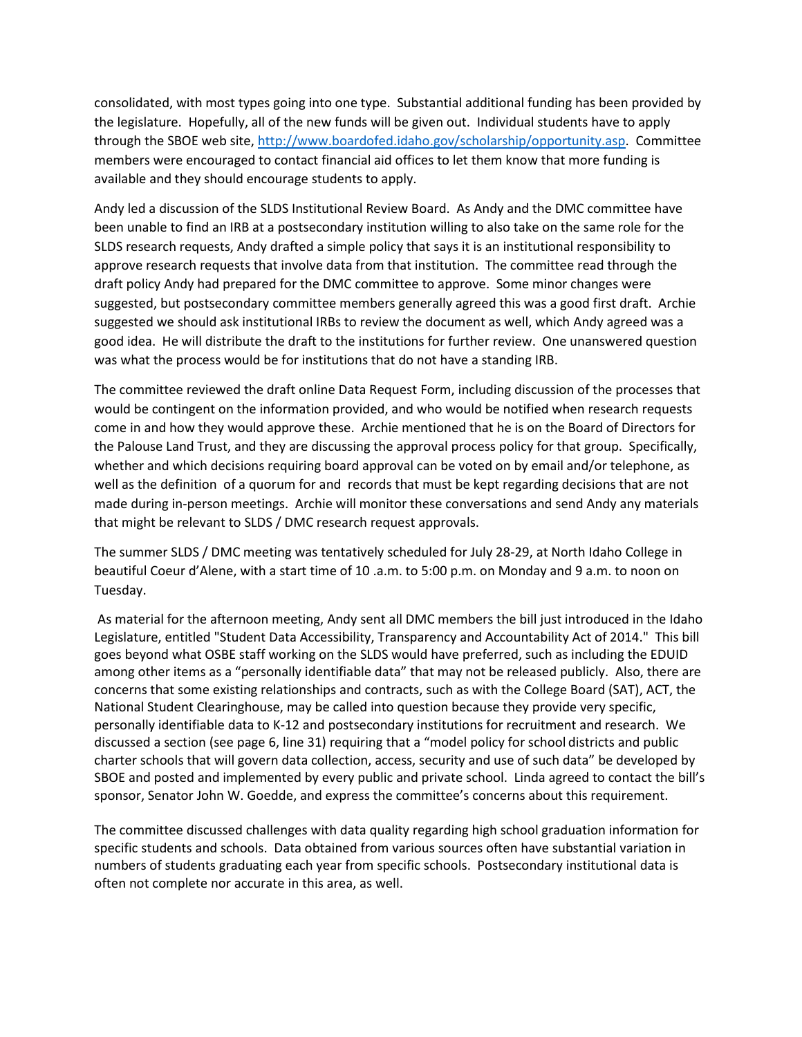consolidated, with most types going into one type. Substantial additional funding has been provided by the legislature. Hopefully, all of the new funds will be given out. Individual students have to apply through the SBOE web site, http://www.boardofed.idaho.gov/scholarship/opportunity.asp. Committee members were encouraged to contact financial aid offices to let them know that more funding is available and they should encourage students to apply.

Andy led a discussion of the SLDS Institutional Review Board. As Andy and the DMC committee have been unable to find an IRB at a postsecondary institution willing to also take on the same role for the SLDS research requests, Andy drafted a simple policy that says it is an institutional responsibility to approve research requests that involve data from that institution. The committee read through the draft policy Andy had prepared for the DMC committee to approve. Some minor changes were suggested, but postsecondary committee members generally agreed this was a good first draft. Archie suggested we should ask institutional IRBs to review the document as well, which Andy agreed was a good idea. He will distribute the draft to the institutions for further review. One unanswered question was what the process would be for institutions that do not have a standing IRB.

The committee reviewed the draft online Data Request Form, including discussion of the processes that would be contingent on the information provided, and who would be notified when research requests come in and how they would approve these. Archie mentioned that he is on the Board of Directors for the Palouse Land Trust, and they are discussing the approval process policy for that group. Specifically, whether and which decisions requiring board approval can be voted on by email and/or telephone, as well as the definition of a quorum for and records that must be kept regarding decisions that are not made during in-person meetings. Archie will monitor these conversations and send Andy any materials that might be relevant to SLDS / DMC research request approvals.

The summer SLDS / DMC meeting was tentatively scheduled for July 28-29, at North Idaho College in beautiful Coeur d'Alene, with a start time of 10 .a.m. to 5:00 p.m. on Monday and 9 a.m. to noon on Tuesday.

As material for the afternoon meeting, Andy sent all DMC members the bill just introduced in the Idaho Legislature, entitled "Student Data Accessibility, Transparency and Accountability Act of 2014." This bill goes beyond what OSBE staff working on the SLDS would have preferred, such as including the EDUID among other items as a "personally identifiable data" that may not be released publicly. Also, there are concerns that some existing relationships and contracts, such as with the College Board (SAT), ACT, the National Student Clearinghouse, may be called into question because they provide very specific, personally identifiable data to K-12 and postsecondary institutions for recruitment and research. We discussed a section (see page 6, line 31) requiring that a "model policy for school districts and public charter schools that will govern data collection, access, security and use of such data" be developed by SBOE and posted and implemented by every public and private school. Linda agreed to contact the bill's sponsor, Senator John W. Goedde, and express the committee's concerns about this requirement.

The committee discussed challenges with data quality regarding high school graduation information for specific students and schools. Data obtained from various sources often have substantial variation in numbers of students graduating each year from specific schools. Postsecondary institutional data is often not complete nor accurate in this area, as well.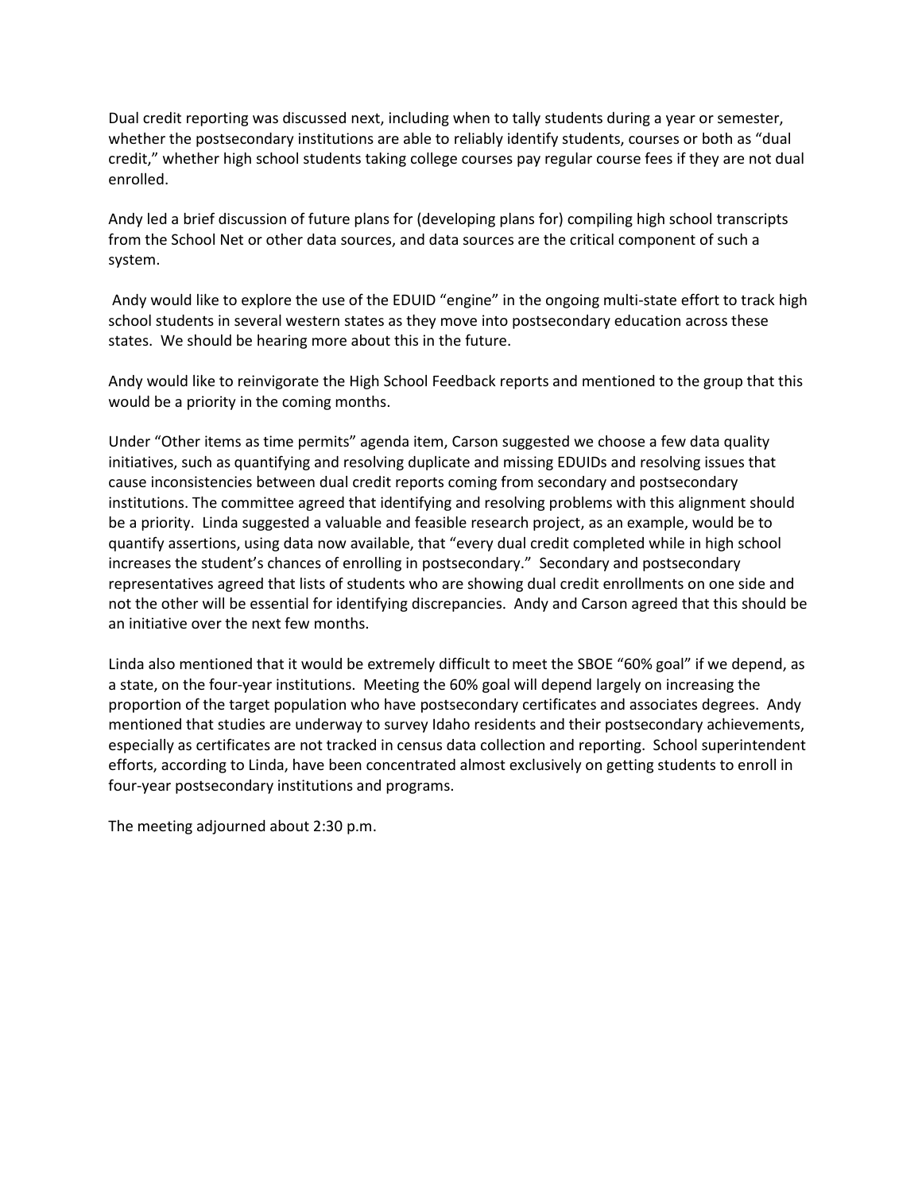Dual credit reporting was discussed next, including when to tally students during a year or semester, whether the postsecondary institutions are able to reliably identify students, courses or both as "dual credit," whether high school students taking college courses pay regular course fees if they are not dual enrolled.

Andy led a brief discussion of future plans for (developing plans for) compiling high school transcripts from the School Net or other data sources, and data sources are the critical component of such a system.

Andy would like to explore the use of the EDUID "engine" in the ongoing multi-state effort to track high school students in several western states as they move into postsecondary education across these states. We should be hearing more about this in the future.

Andy would like to reinvigorate the High School Feedback reports and mentioned to the group that this would be a priority in the coming months.

Under "Other items as time permits" agenda item, Carson suggested we choose a few data quality initiatives, such as quantifying and resolving duplicate and missing EDUIDs and resolving issues that cause inconsistencies between dual credit reports coming from secondary and postsecondary institutions. The committee agreed that identifying and resolving problems with this alignment should be a priority. Linda suggested a valuable and feasible research project, as an example, would be to quantify assertions, using data now available, that "every dual credit completed while in high school increases the student's chances of enrolling in postsecondary." Secondary and postsecondary representatives agreed that lists of students who are showing dual credit enrollments on one side and not the other will be essential for identifying discrepancies. Andy and Carson agreed that this should be an initiative over the next few months.

Linda also mentioned that it would be extremely difficult to meet the SBOE "60% goal" if we depend, as a state, on the four-year institutions. Meeting the 60% goal will depend largely on increasing the proportion of the target population who have postsecondary certificates and associates degrees. Andy mentioned that studies are underway to survey Idaho residents and their postsecondary achievements, especially as certificates are not tracked in census data collection and reporting. School superintendent efforts, according to Linda, have been concentrated almost exclusively on getting students to enroll in four-year postsecondary institutions and programs.

The meeting adjourned about 2:30 p.m.